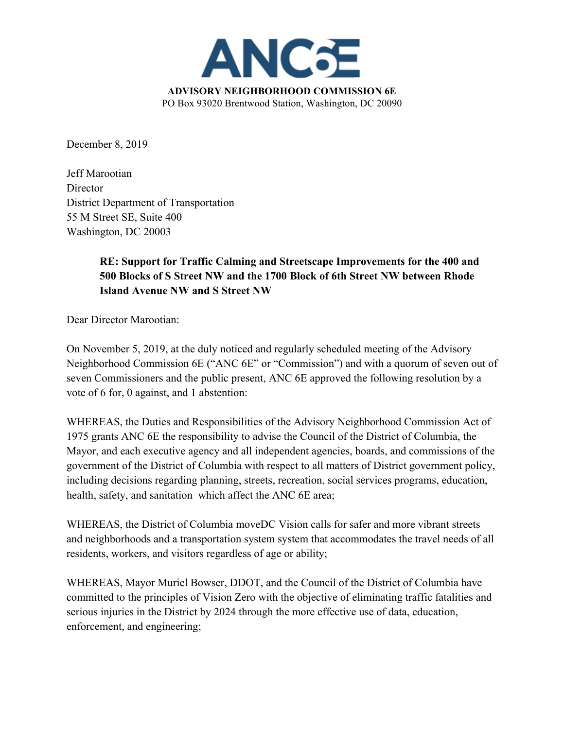# ANC6E

**ADVISORY NEIGHBORHOOD COMMISSION 6E**
PO Box 93020 Brentwood Station, Washington, DC 20090

December 8, 2019

Jeff Marootian
Director
District Department of Transportation
55 M Street SE, Suite 400
Washington, DC 20003

**RE: Support for Traffic Calming and Streetscape Improvements for the 400 and 500 Blocks of S Street NW and the 1700 Block of 6th Street NW between Rhode Island Avenue NW and S Street NW**

Dear Director Marootian:

On November 5, 2019, at the duly noticed and regularly scheduled meeting of the Advisory Neighborhood Commission 6E ("ANC 6E" or "Commission") and with a quorum of seven out of seven Commissioners and the public present, ANC 6E approved the following resolution by a vote of 6 for, 0 against, and 1 abstention:

WHEREAS, the Duties and Responsibilities of the Advisory Neighborhood Commission Act of 1975 grants ANC 6E the responsibility to advise the Council of the District of Columbia, the Mayor, and each executive agency and all independent agencies, boards, and commissions of the government of the District of Columbia with respect to all matters of District government policy, including decisions regarding planning, streets, recreation, social services programs, education, health, safety, and sanitation which affect the ANC 6E area;

WHEREAS, the District of Columbia moveDC Vision calls for safer and more vibrant streets and neighborhoods and a transportation system system that accommodates the travel needs of all residents, workers, and visitors regardless of age or ability;

WHEREAS, Mayor Muriel Bowser, DDOT, and the Council of the District of Columbia have committed to the principles of Vision Zero with the objective of eliminating traffic fatalities and serious injuries in the District by 2024 through the more effective use of data, education, enforcement, and engineering;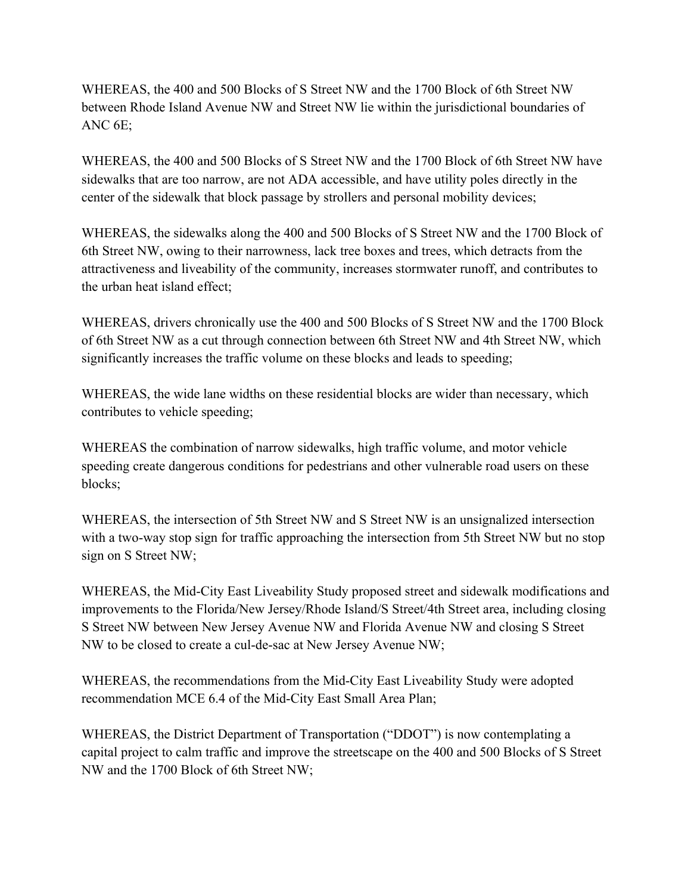WHEREAS, the 400 and 500 Blocks of S Street NW and the 1700 Block of 6th Street NW between Rhode Island Avenue NW and Street NW lie within the jurisdictional boundaries of ANC 6E;

WHEREAS, the 400 and 500 Blocks of S Street NW and the 1700 Block of 6th Street NW have sidewalks that are too narrow, are not ADA accessible, and have utility poles directly in the center of the sidewalk that block passage by strollers and personal mobility devices;

WHEREAS, the sidewalks along the 400 and 500 Blocks of S Street NW and the 1700 Block of 6th Street NW, owing to their narrowness, lack tree boxes and trees, which detracts from the attractiveness and liveability of the community, increases stormwater runoff, and contributes to the urban heat island effect;

WHEREAS, drivers chronically use the 400 and 500 Blocks of S Street NW and the 1700 Block of 6th Street NW as a cut through connection between 6th Street NW and 4th Street NW, which significantly increases the traffic volume on these blocks and leads to speeding;

WHEREAS, the wide lane widths on these residential blocks are wider than necessary, which contributes to vehicle speeding;

WHEREAS the combination of narrow sidewalks, high traffic volume, and motor vehicle speeding create dangerous conditions for pedestrians and other vulnerable road users on these blocks;

WHEREAS, the intersection of 5th Street NW and S Street NW is an unsignalized intersection with a two-way stop sign for traffic approaching the intersection from 5th Street NW but no stop sign on S Street NW;

WHEREAS, the Mid-City East Liveability Study proposed street and sidewalk modifications and improvements to the Florida/New Jersey/Rhode Island/S Street/4th Street area, including closing S Street NW between New Jersey Avenue NW and Florida Avenue NW and closing S Street NW to be closed to create a cul-de-sac at New Jersey Avenue NW;

WHEREAS, the recommendations from the Mid-City East Liveability Study were adopted recommendation MCE 6.4 of the Mid-City East Small Area Plan;

WHEREAS, the District Department of Transportation ("DDOT") is now contemplating a capital project to calm traffic and improve the streetscape on the 400 and 500 Blocks of S Street NW and the 1700 Block of 6th Street NW;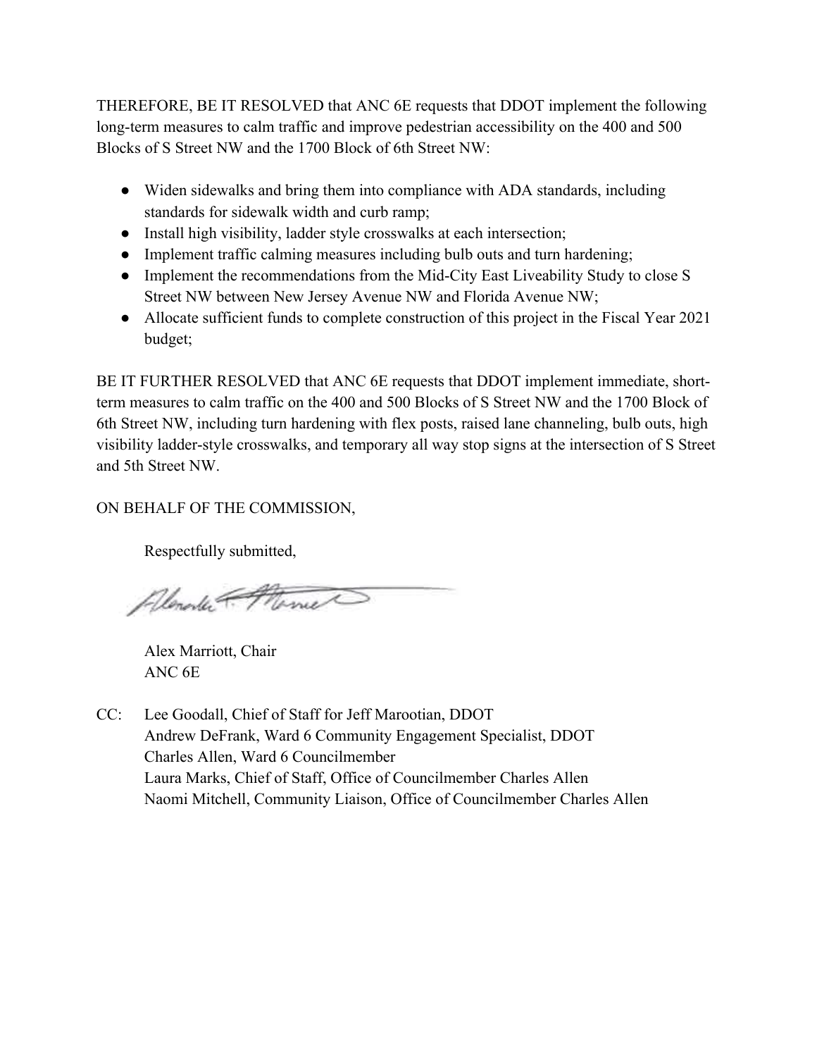THEREFORE, BE IT RESOLVED that ANC 6E requests that DDOT implement the following long-term measures to calm traffic and improve pedestrian accessibility on the 400 and 500 Blocks of S Street NW and the 1700 Block of 6th Street NW:

- Widen sidewalks and bring them into compliance with ADA standards, including standards for sidewalk width and curb ramp;
- Install high visibility, ladder style crosswalks at each intersection;
- Implement traffic calming measures including bulb outs and turn hardening;
- Implement the recommendations from the Mid-City East Liveability Study to close S Street NW between New Jersey Avenue NW and Florida Avenue NW;
- Allocate sufficient funds to complete construction of this project in the Fiscal Year 2021 budget;

BE IT FURTHER RESOLVED that ANC 6E requests that DDOT implement immediate, short-term measures to calm traffic on the 400 and 500 Blocks of S Street NW and the 1700 Block of 6th Street NW, including turn hardening with flex posts, raised lane channeling, bulb outs, high visibility ladder-style crosswalks, and temporary all way stop signs at the intersection of S Street and 5th Street NW.

ON BEHALF OF THE COMMISSION,

Respectfully submitted,

Alex Marriott, Chair
ANC 6E

CC: Lee Goodall, Chief of Staff for Jeff Marootian, DDOT
Andrew DeFrank, Ward 6 Community Engagement Specialist, DDOT
Charles Allen, Ward 6 Councilmember
Laura Marks, Chief of Staff, Office of Councilmember Charles Allen
Naomi Mitchell, Community Liaison, Office of Councilmember Charles Allen